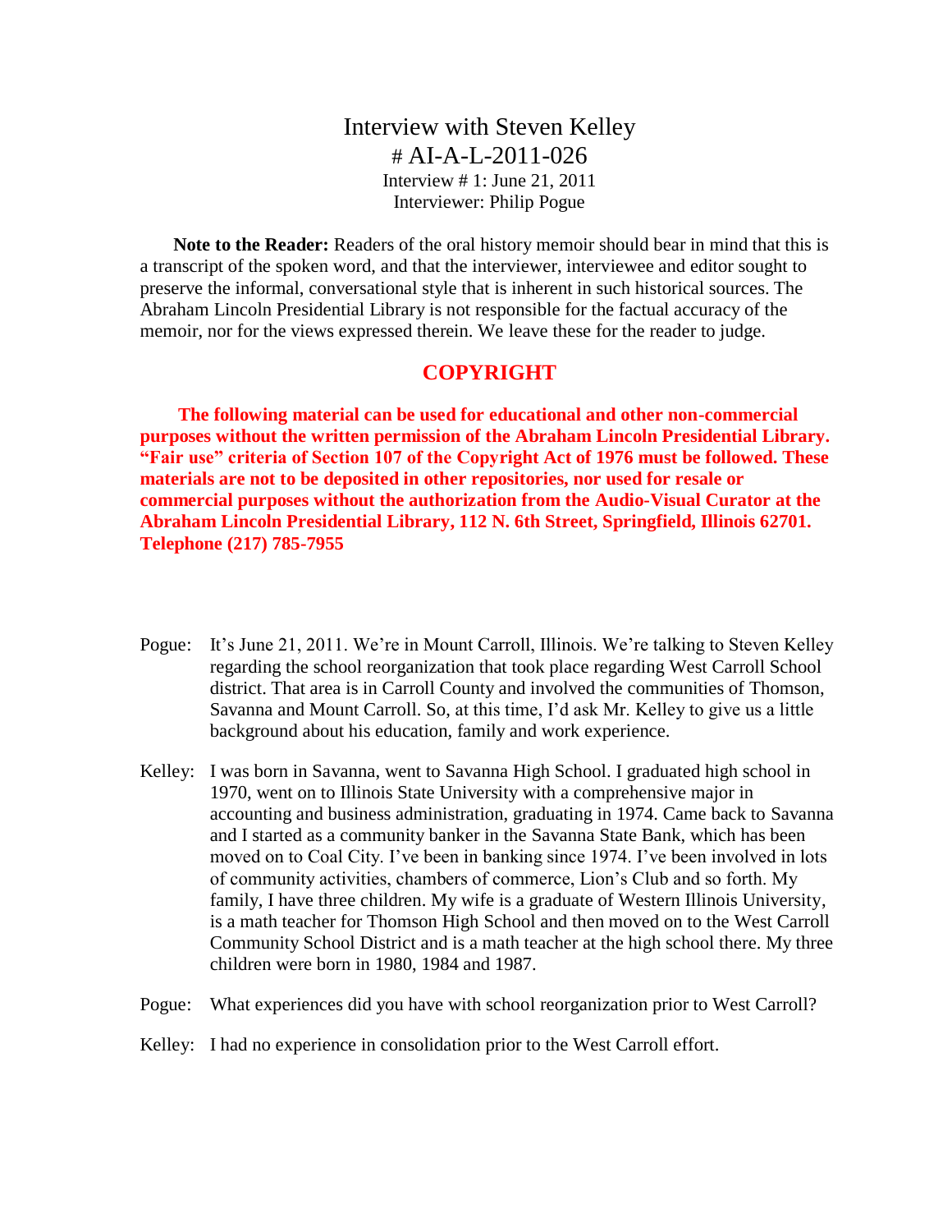# Interview with Steven Kelley

## # AI-A-L-2011-026

Interview # 1: June 21, 2011
Interviewer: Philip Pogue

**Note to the Reader:** Readers of the oral history memoir should bear in mind that this is a transcript of the spoken word, and that the interviewer, interviewee and editor sought to preserve the informal, conversational style that is inherent in such historical sources. The Abraham Lincoln Presidential Library is not responsible for the factual accuracy of the memoir, nor for the views expressed therein. We leave these for the reader to judge.

## COPYRIGHT

**The following material can be used for educational and other non-commercial purposes without the written permission of the Abraham Lincoln Presidential Library. "Fair use" criteria of Section 107 of the Copyright Act of 1976 must be followed. These materials are not to be deposited in other repositories, nor used for resale or commercial purposes without the authorization from the Audio-Visual Curator at the Abraham Lincoln Presidential Library, 112 N. 6th Street, Springfield, Illinois 62701. Telephone (217) 785-7955**

Pogue: It's June 21, 2011. We're in Mount Carroll, Illinois. We're talking to Steven Kelley regarding the school reorganization that took place regarding West Carroll School district. That area is in Carroll County and involved the communities of Thomson, Savanna and Mount Carroll. So, at this time, I'd ask Mr. Kelley to give us a little background about his education, family and work experience.

Kelley: I was born in Savanna, went to Savanna High School. I graduated high school in 1970, went on to Illinois State University with a comprehensive major in accounting and business administration, graduating in 1974. Came back to Savanna and I started as a community banker in the Savanna State Bank, which has been moved on to Coal City. I've been in banking since 1974. I've been involved in lots of community activities, chambers of commerce, Lion's Club and so forth. My family, I have three children. My wife is a graduate of Western Illinois University, is a math teacher for Thomson High School and then moved on to the West Carroll Community School District and is a math teacher at the high school there. My three children were born in 1980, 1984 and 1987.

Pogue: What experiences did you have with school reorganization prior to West Carroll?

Kelley: I had no experience in consolidation prior to the West Carroll effort.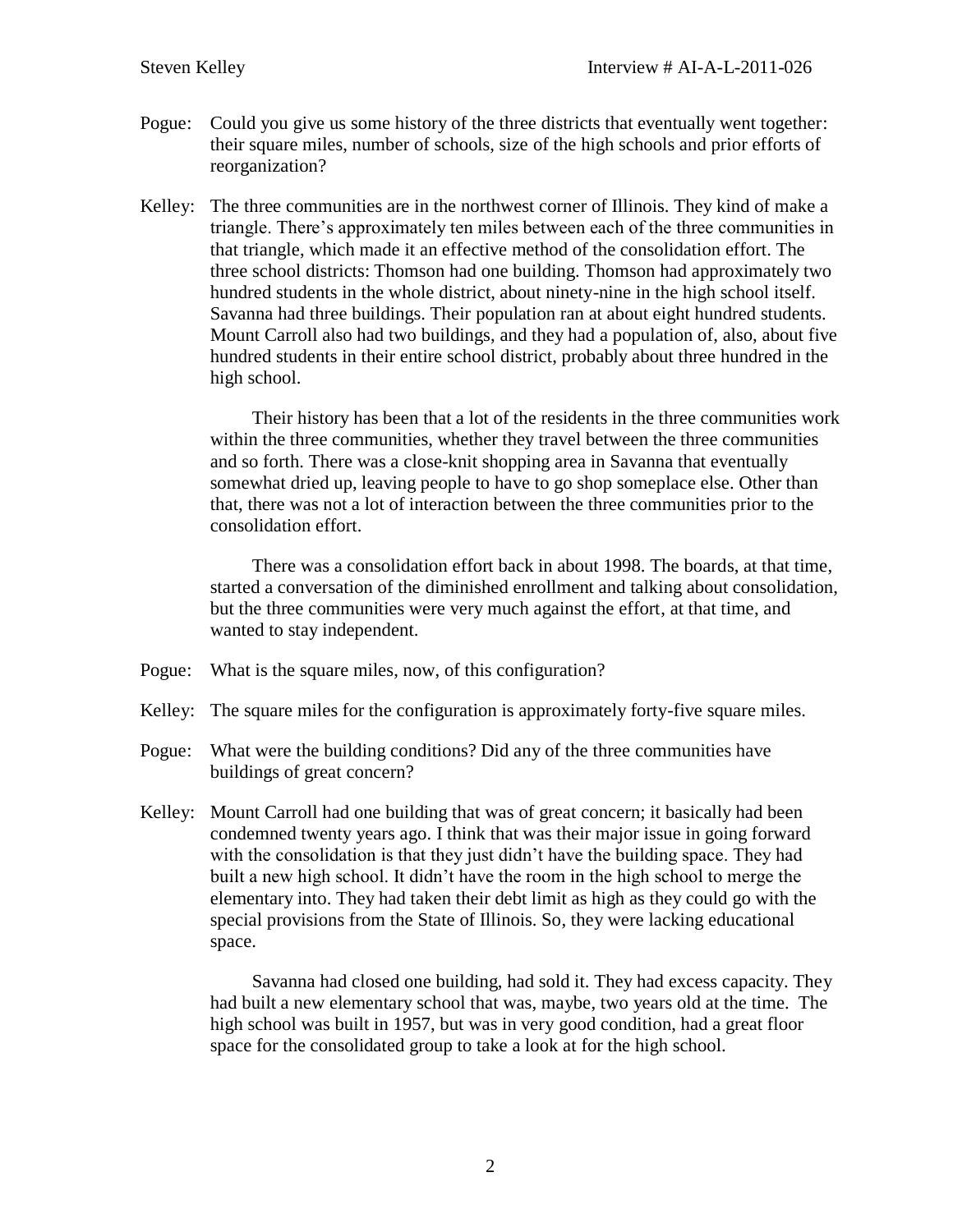Pogue: Could you give us some history of the three districts that eventually went together: their square miles, number of schools, size of the high schools and prior efforts of reorganization?

Kelley: The three communities are in the northwest corner of Illinois. They kind of make a triangle. There's approximately ten miles between each of the three communities in that triangle, which made it an effective method of the consolidation effort. The three school districts: Thomson had one building. Thomson had approximately two hundred students in the whole district, about ninety-nine in the high school itself. Savanna had three buildings. Their population ran at about eight hundred students. Mount Carroll also had two buildings, and they had a population of, also, about five hundred students in their entire school district, probably about three hundred in the high school.

Their history has been that a lot of the residents in the three communities work within the three communities, whether they travel between the three communities and so forth. There was a close-knit shopping area in Savanna that eventually somewhat dried up, leaving people to have to go shop someplace else. Other than that, there was not a lot of interaction between the three communities prior to the consolidation effort.

There was a consolidation effort back in about 1998. The boards, at that time, started a conversation of the diminished enrollment and talking about consolidation, but the three communities were very much against the effort, at that time, and wanted to stay independent.

Pogue: What is the square miles, now, of this configuration?

Kelley: The square miles for the configuration is approximately forty-five square miles.

Pogue: What were the building conditions? Did any of the three communities have buildings of great concern?

Kelley: Mount Carroll had one building that was of great concern; it basically had been condemned twenty years ago. I think that was their major issue in going forward with the consolidation is that they just didn't have the building space. They had built a new high school. It didn't have the room in the high school to merge the elementary into. They had taken their debt limit as high as they could go with the special provisions from the State of Illinois. So, they were lacking educational space.

Savanna had closed one building, had sold it. They had excess capacity. They had built a new elementary school that was, maybe, two years old at the time. The high school was built in 1957, but was in very good condition, had a great floor space for the consolidated group to take a look at for the high school.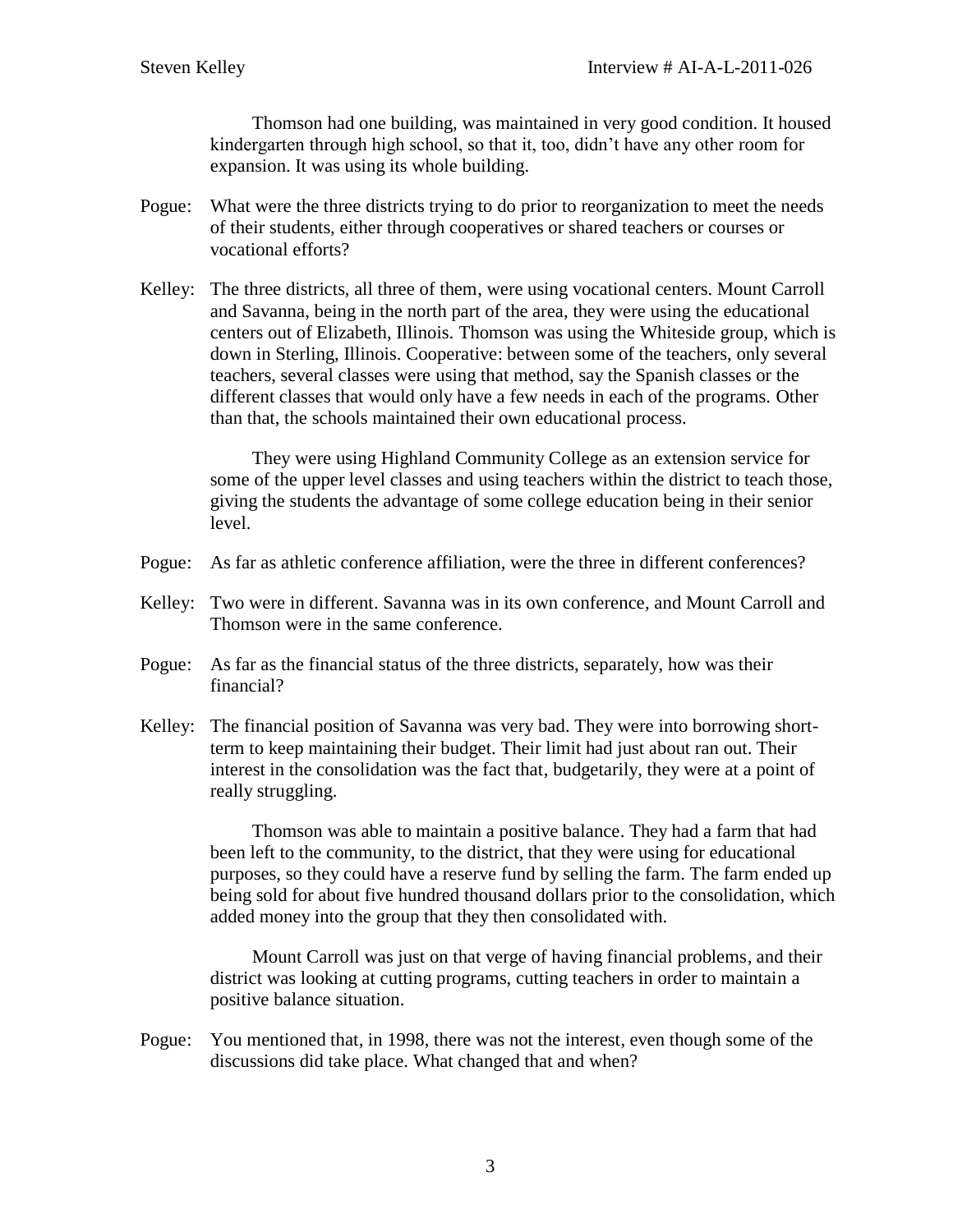Thomson had one building, was maintained in very good condition. It housed kindergarten through high school, so that it, too, didn't have any other room for expansion. It was using its whole building.

Pogue: What were the three districts trying to do prior to reorganization to meet the needs of their students, either through cooperatives or shared teachers or courses or vocational efforts?

Kelley: The three districts, all three of them, were using vocational centers. Mount Carroll and Savanna, being in the north part of the area, they were using the educational centers out of Elizabeth, Illinois. Thomson was using the Whiteside group, which is down in Sterling, Illinois. Cooperative: between some of the teachers, only several teachers, several classes were using that method, say the Spanish classes or the different classes that would only have a few needs in each of the programs. Other than that, the schools maintained their own educational process.

They were using Highland Community College as an extension service for some of the upper level classes and using teachers within the district to teach those, giving the students the advantage of some college education being in their senior level.

Pogue: As far as athletic conference affiliation, were the three in different conferences?

Kelley: Two were in different. Savanna was in its own conference, and Mount Carroll and Thomson were in the same conference.

Pogue: As far as the financial status of the three districts, separately, how was their financial?

Kelley: The financial position of Savanna was very bad. They were into borrowing short-term to keep maintaining their budget. Their limit had just about ran out. Their interest in the consolidation was the fact that, budgetarily, they were at a point of really struggling.

Thomson was able to maintain a positive balance. They had a farm that had been left to the community, to the district, that they were using for educational purposes, so they could have a reserve fund by selling the farm. The farm ended up being sold for about five hundred thousand dollars prior to the consolidation, which added money into the group that they then consolidated with.

Mount Carroll was just on that verge of having financial problems, and their district was looking at cutting programs, cutting teachers in order to maintain a positive balance situation.

Pogue: You mentioned that, in 1998, there was not the interest, even though some of the discussions did take place. What changed that and when?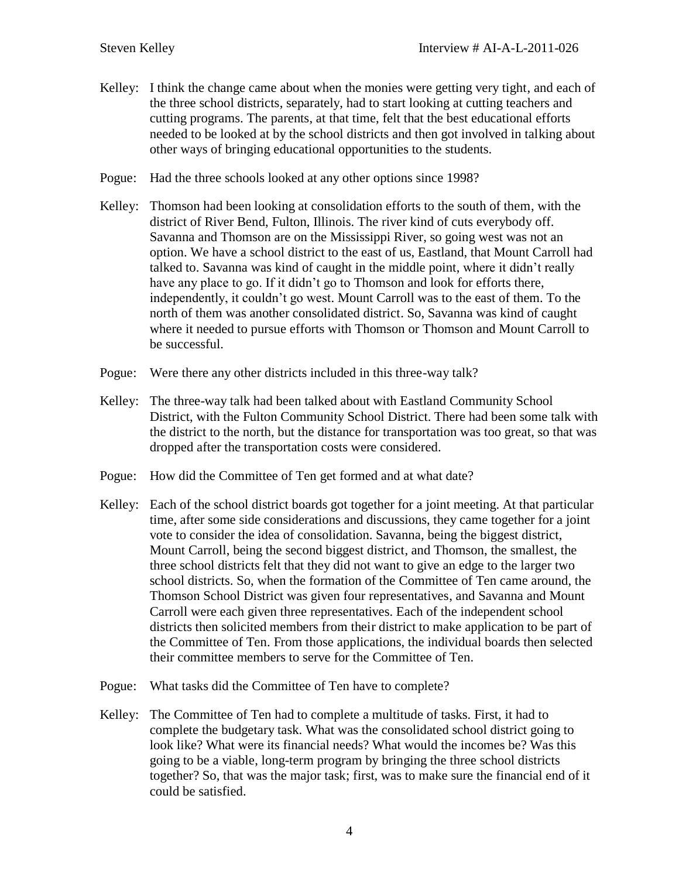Kelley: I think the change came about when the monies were getting very tight, and each of the three school districts, separately, had to start looking at cutting teachers and cutting programs. The parents, at that time, felt that the best educational efforts needed to be looked at by the school districts and then got involved in talking about other ways of bringing educational opportunities to the students.

Pogue: Had the three schools looked at any other options since 1998?

Kelley: Thomson had been looking at consolidation efforts to the south of them, with the district of River Bend, Fulton, Illinois. The river kind of cuts everybody off. Savanna and Thomson are on the Mississippi River, so going west was not an option. We have a school district to the east of us, Eastland, that Mount Carroll had talked to. Savanna was kind of caught in the middle point, where it didn't really have any place to go. If it didn't go to Thomson and look for efforts there, independently, it couldn't go west. Mount Carroll was to the east of them. To the north of them was another consolidated district. So, Savanna was kind of caught where it needed to pursue efforts with Thomson or Thomson and Mount Carroll to be successful.

Pogue: Were there any other districts included in this three-way talk?

Kelley: The three-way talk had been talked about with Eastland Community School District, with the Fulton Community School District. There had been some talk with the district to the north, but the distance for transportation was too great, so that was dropped after the transportation costs were considered.

Pogue: How did the Committee of Ten get formed and at what date?

Kelley: Each of the school district boards got together for a joint meeting. At that particular time, after some side considerations and discussions, they came together for a joint vote to consider the idea of consolidation. Savanna, being the biggest district, Mount Carroll, being the second biggest district, and Thomson, the smallest, the three school districts felt that they did not want to give an edge to the larger two school districts. So, when the formation of the Committee of Ten came around, the Thomson School District was given four representatives, and Savanna and Mount Carroll were each given three representatives. Each of the independent school districts then solicited members from their district to make application to be part of the Committee of Ten. From those applications, the individual boards then selected their committee members to serve for the Committee of Ten.

Pogue: What tasks did the Committee of Ten have to complete?

Kelley: The Committee of Ten had to complete a multitude of tasks. First, it had to complete the budgetary task. What was the consolidated school district going to look like? What were its financial needs? What would the incomes be? Was this going to be a viable, long-term program by bringing the three school districts together? So, that was the major task; first, was to make sure the financial end of it could be satisfied.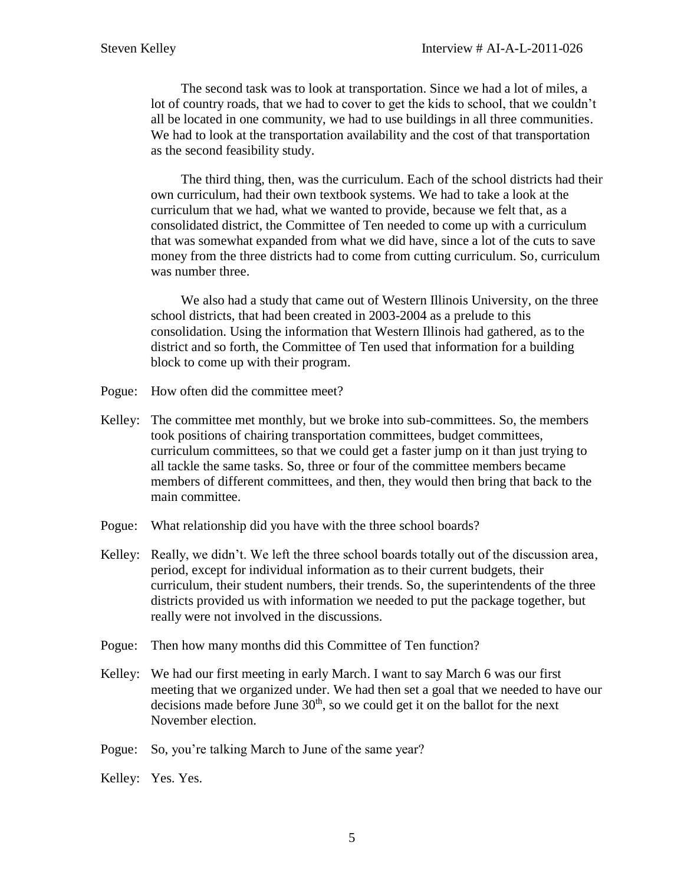The second task was to look at transportation. Since we had a lot of miles, a lot of country roads, that we had to cover to get the kids to school, that we couldn't all be located in one community, we had to use buildings in all three communities. We had to look at the transportation availability and the cost of that transportation as the second feasibility study.

The third thing, then, was the curriculum. Each of the school districts had their own curriculum, had their own textbook systems. We had to take a look at the curriculum that we had, what we wanted to provide, because we felt that, as a consolidated district, the Committee of Ten needed to come up with a curriculum that was somewhat expanded from what we did have, since a lot of the cuts to save money from the three districts had to come from cutting curriculum. So, curriculum was number three.

We also had a study that came out of Western Illinois University, on the three school districts, that had been created in 2003-2004 as a prelude to this consolidation. Using the information that Western Illinois had gathered, as to the district and so forth, the Committee of Ten used that information for a building block to come up with their program.

Pogue: How often did the committee meet?

Kelley: The committee met monthly, but we broke into sub-committees. So, the members took positions of chairing transportation committees, budget committees, curriculum committees, so that we could get a faster jump on it than just trying to all tackle the same tasks. So, three or four of the committee members became members of different committees, and then, they would then bring that back to the main committee.

Pogue: What relationship did you have with the three school boards?

Kelley: Really, we didn't. We left the three school boards totally out of the discussion area, period, except for individual information as to their current budgets, their curriculum, their student numbers, their trends. So, the superintendents of the three districts provided us with information we needed to put the package together, but really were not involved in the discussions.

Pogue: Then how many months did this Committee of Ten function?

Kelley: We had our first meeting in early March. I want to say March 6 was our first meeting that we organized under. We had then set a goal that we needed to have our decisions made before June 30th, so we could get it on the ballot for the next November election.

Pogue: So, you're talking March to June of the same year?

Kelley: Yes. Yes.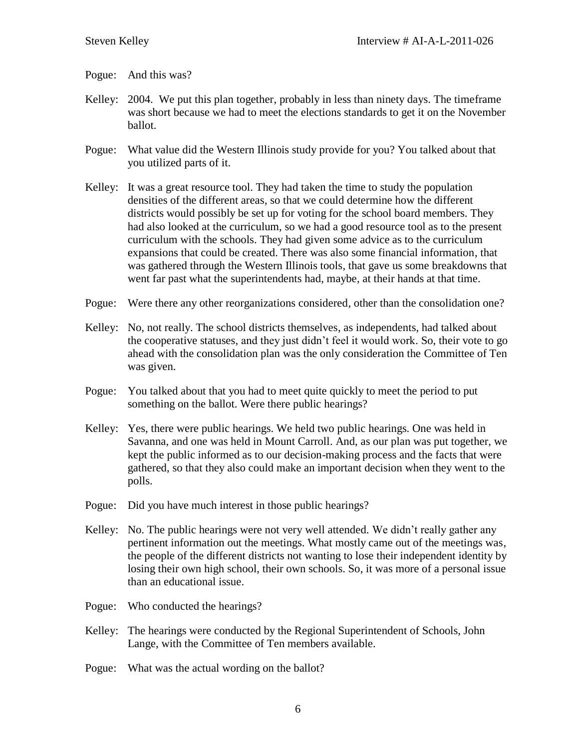Pogue: And this was?

Kelley: 2004. We put this plan together, probably in less than ninety days. The timeframe was short because we had to meet the elections standards to get it on the November ballot.

Pogue: What value did the Western Illinois study provide for you? You talked about that you utilized parts of it.

Kelley: It was a great resource tool. They had taken the time to study the population densities of the different areas, so that we could determine how the different districts would possibly be set up for voting for the school board members. They had also looked at the curriculum, so we had a good resource tool as to the present curriculum with the schools. They had given some advice as to the curriculum expansions that could be created. There was also some financial information, that was gathered through the Western Illinois tools, that gave us some breakdowns that went far past what the superintendents had, maybe, at their hands at that time.

Pogue: Were there any other reorganizations considered, other than the consolidation one?

Kelley: No, not really. The school districts themselves, as independents, had talked about the cooperative statuses, and they just didn't feel it would work. So, their vote to go ahead with the consolidation plan was the only consideration the Committee of Ten was given.

Pogue: You talked about that you had to meet quite quickly to meet the period to put something on the ballot. Were there public hearings?

Kelley: Yes, there were public hearings. We held two public hearings. One was held in Savanna, and one was held in Mount Carroll. And, as our plan was put together, we kept the public informed as to our decision-making process and the facts that were gathered, so that they also could make an important decision when they went to the polls.

Pogue: Did you have much interest in those public hearings?

Kelley: No. The public hearings were not very well attended. We didn't really gather any pertinent information out the meetings. What mostly came out of the meetings was, the people of the different districts not wanting to lose their independent identity by losing their own high school, their own schools. So, it was more of a personal issue than an educational issue.

Pogue: Who conducted the hearings?

Kelley: The hearings were conducted by the Regional Superintendent of Schools, John Lange, with the Committee of Ten members available.

Pogue: What was the actual wording on the ballot?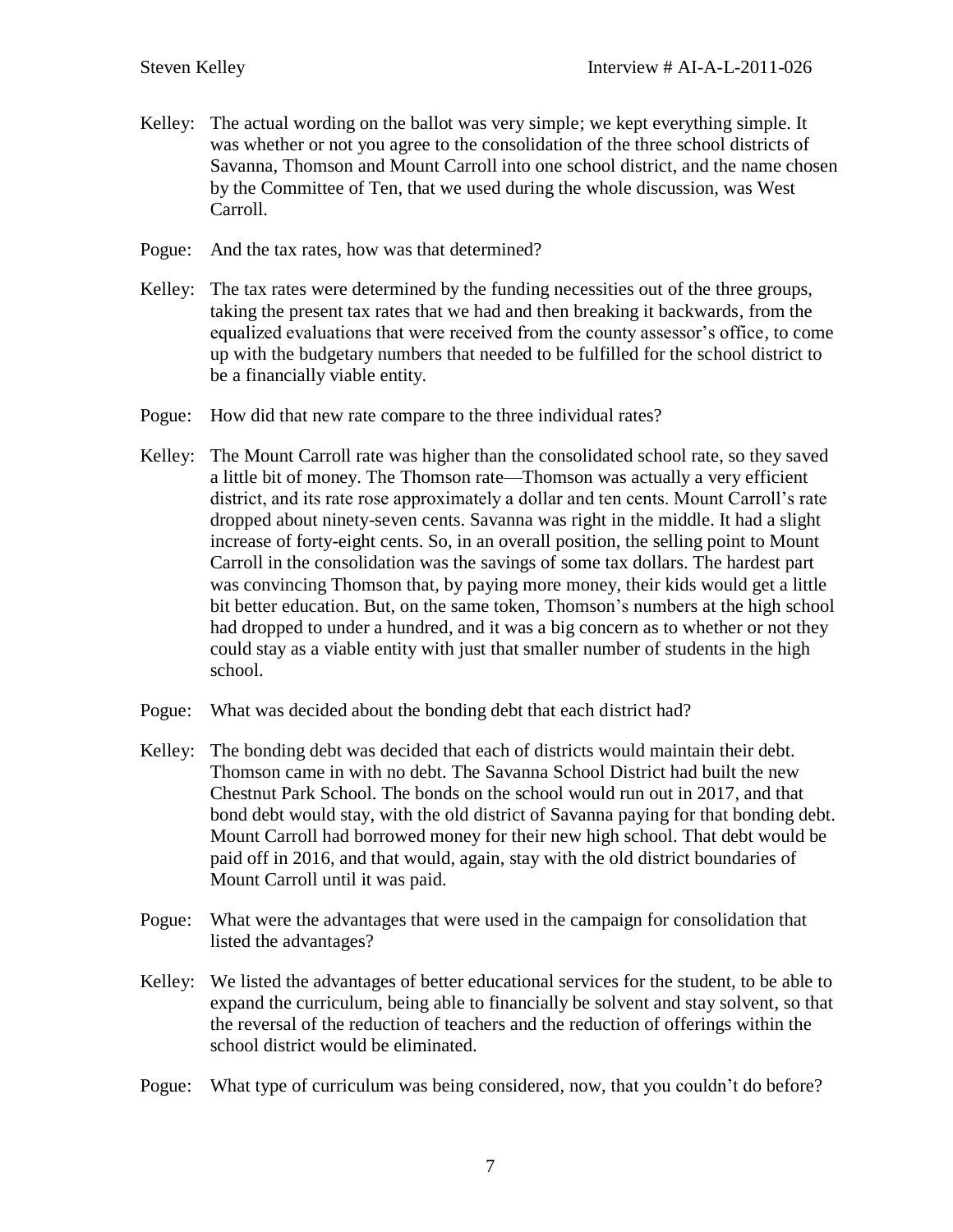Kelley: The actual wording on the ballot was very simple; we kept everything simple. It was whether or not you agree to the consolidation of the three school districts of Savanna, Thomson and Mount Carroll into one school district, and the name chosen by the Committee of Ten, that we used during the whole discussion, was West Carroll.

Pogue: And the tax rates, how was that determined?

Kelley: The tax rates were determined by the funding necessities out of the three groups, taking the present tax rates that we had and then breaking it backwards, from the equalized evaluations that were received from the county assessor's office, to come up with the budgetary numbers that needed to be fulfilled for the school district to be a financially viable entity.

Pogue: How did that new rate compare to the three individual rates?

Kelley: The Mount Carroll rate was higher than the consolidated school rate, so they saved a little bit of money. The Thomson rate—Thomson was actually a very efficient district, and its rate rose approximately a dollar and ten cents. Mount Carroll's rate dropped about ninety-seven cents. Savanna was right in the middle. It had a slight increase of forty-eight cents. So, in an overall position, the selling point to Mount Carroll in the consolidation was the savings of some tax dollars. The hardest part was convincing Thomson that, by paying more money, their kids would get a little bit better education. But, on the same token, Thomson's numbers at the high school had dropped to under a hundred, and it was a big concern as to whether or not they could stay as a viable entity with just that smaller number of students in the high school.

Pogue: What was decided about the bonding debt that each district had?

Kelley: The bonding debt was decided that each of districts would maintain their debt. Thomson came in with no debt. The Savanna School District had built the new Chestnut Park School. The bonds on the school would run out in 2017, and that bond debt would stay, with the old district of Savanna paying for that bonding debt. Mount Carroll had borrowed money for their new high school. That debt would be paid off in 2016, and that would, again, stay with the old district boundaries of Mount Carroll until it was paid.

Pogue: What were the advantages that were used in the campaign for consolidation that listed the advantages?

Kelley: We listed the advantages of better educational services for the student, to be able to expand the curriculum, being able to financially be solvent and stay solvent, so that the reversal of the reduction of teachers and the reduction of offerings within the school district would be eliminated.

Pogue: What type of curriculum was being considered, now, that you couldn't do before?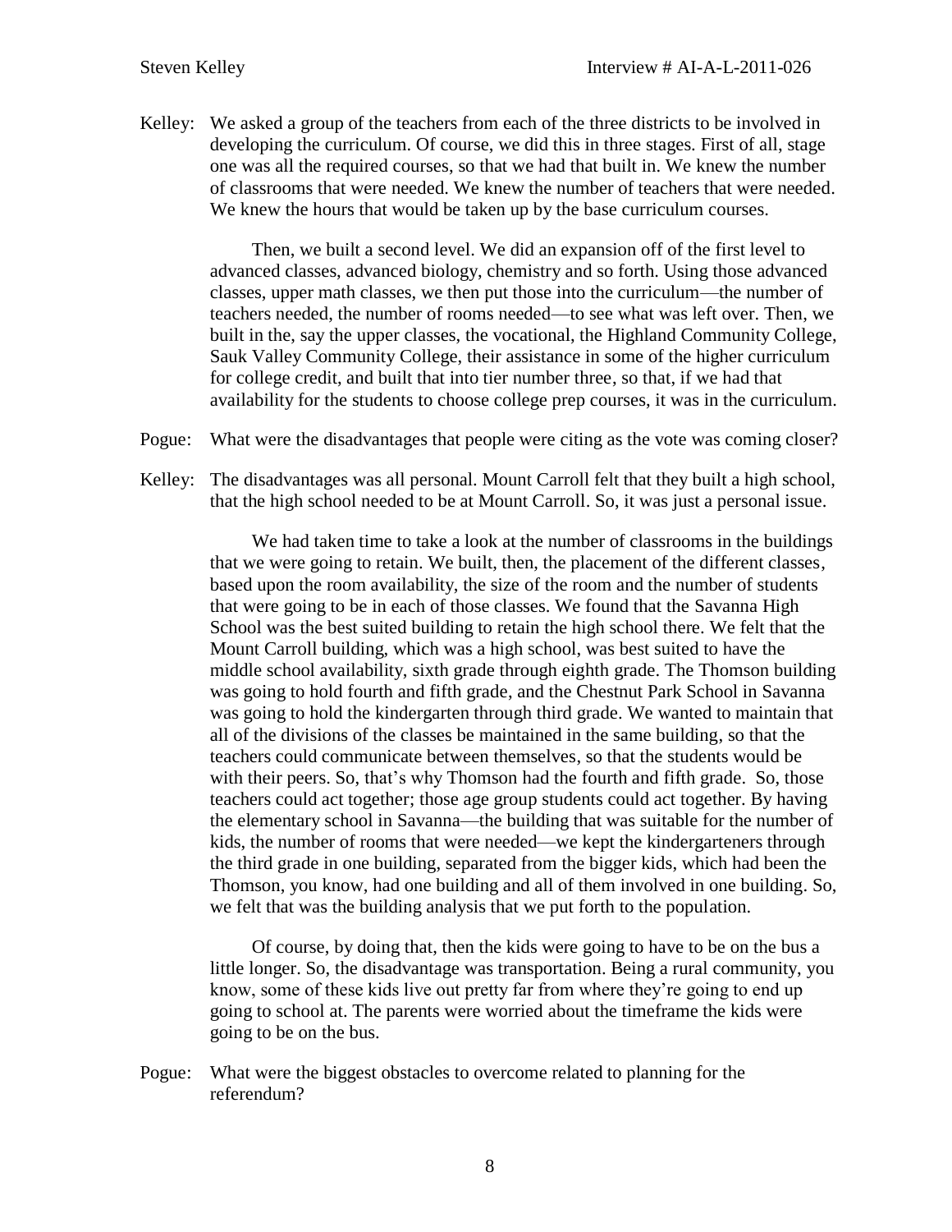Kelley: We asked a group of the teachers from each of the three districts to be involved in developing the curriculum. Of course, we did this in three stages. First of all, stage one was all the required courses, so that we had that built in. We knew the number of classrooms that were needed. We knew the number of teachers that were needed. We knew the hours that would be taken up by the base curriculum courses.

Then, we built a second level. We did an expansion off of the first level to advanced classes, advanced biology, chemistry and so forth. Using those advanced classes, upper math classes, we then put those into the curriculum—the number of teachers needed, the number of rooms needed—to see what was left over. Then, we built in the, say the upper classes, the vocational, the Highland Community College, Sauk Valley Community College, their assistance in some of the higher curriculum for college credit, and built that into tier number three, so that, if we had that availability for the students to choose college prep courses, it was in the curriculum.

Pogue: What were the disadvantages that people were citing as the vote was coming closer?

Kelley: The disadvantages was all personal. Mount Carroll felt that they built a high school, that the high school needed to be at Mount Carroll. So, it was just a personal issue.

We had taken time to take a look at the number of classrooms in the buildings that we were going to retain. We built, then, the placement of the different classes, based upon the room availability, the size of the room and the number of students that were going to be in each of those classes. We found that the Savanna High School was the best suited building to retain the high school there. We felt that the Mount Carroll building, which was a high school, was best suited to have the middle school availability, sixth grade through eighth grade. The Thomson building was going to hold fourth and fifth grade, and the Chestnut Park School in Savanna was going to hold the kindergarten through third grade. We wanted to maintain that all of the divisions of the classes be maintained in the same building, so that the teachers could communicate between themselves, so that the students would be with their peers. So, that's why Thomson had the fourth and fifth grade. So, those teachers could act together; those age group students could act together. By having the elementary school in Savanna—the building that was suitable for the number of kids, the number of rooms that were needed—we kept the kindergarteners through the third grade in one building, separated from the bigger kids, which had been the Thomson, you know, had one building and all of them involved in one building. So, we felt that was the building analysis that we put forth to the population.

Of course, by doing that, then the kids were going to have to be on the bus a little longer. So, the disadvantage was transportation. Being a rural community, you know, some of these kids live out pretty far from where they're going to end up going to school at. The parents were worried about the timeframe the kids were going to be on the bus.

Pogue: What were the biggest obstacles to overcome related to planning for the referendum?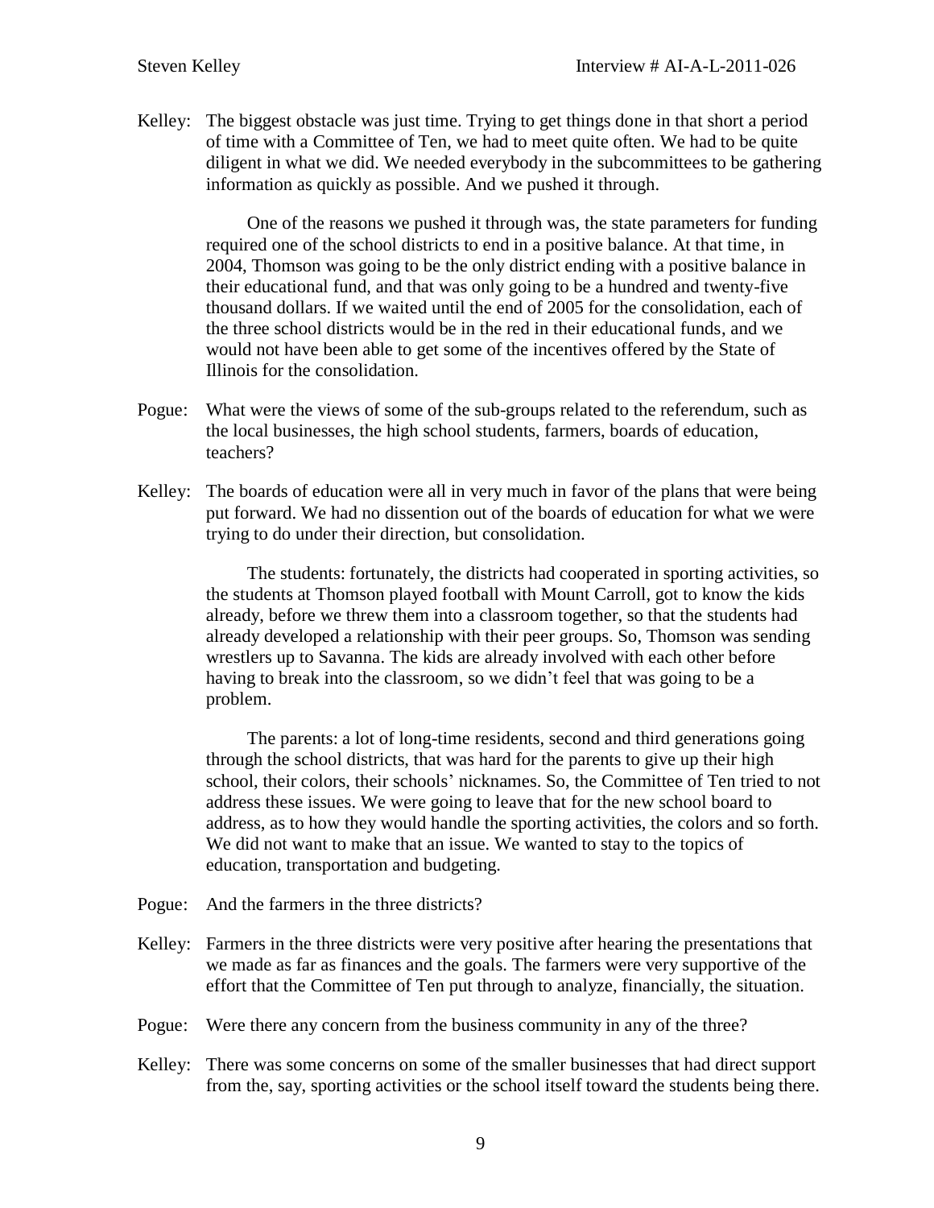Kelley: The biggest obstacle was just time. Trying to get things done in that short a period of time with a Committee of Ten, we had to meet quite often. We had to be quite diligent in what we did. We needed everybody in the subcommittees to be gathering information as quickly as possible. And we pushed it through.

One of the reasons we pushed it through was, the state parameters for funding required one of the school districts to end in a positive balance. At that time, in 2004, Thomson was going to be the only district ending with a positive balance in their educational fund, and that was only going to be a hundred and twenty-five thousand dollars. If we waited until the end of 2005 for the consolidation, each of the three school districts would be in the red in their educational funds, and we would not have been able to get some of the incentives offered by the State of Illinois for the consolidation.

Pogue: What were the views of some of the sub-groups related to the referendum, such as the local businesses, the high school students, farmers, boards of education, teachers?

Kelley: The boards of education were all in very much in favor of the plans that were being put forward. We had no dissention out of the boards of education for what we were trying to do under their direction, but consolidation.

The students: fortunately, the districts had cooperated in sporting activities, so the students at Thomson played football with Mount Carroll, got to know the kids already, before we threw them into a classroom together, so that the students had already developed a relationship with their peer groups. So, Thomson was sending wrestlers up to Savanna. The kids are already involved with each other before having to break into the classroom, so we didn't feel that was going to be a problem.

The parents: a lot of long-time residents, second and third generations going through the school districts, that was hard for the parents to give up their high school, their colors, their schools' nicknames. So, the Committee of Ten tried to not address these issues. We were going to leave that for the new school board to address, as to how they would handle the sporting activities, the colors and so forth. We did not want to make that an issue. We wanted to stay to the topics of education, transportation and budgeting.

Pogue: And the farmers in the three districts?

Kelley: Farmers in the three districts were very positive after hearing the presentations that we made as far as finances and the goals. The farmers were very supportive of the effort that the Committee of Ten put through to analyze, financially, the situation.

Pogue: Were there any concern from the business community in any of the three?

Kelley: There was some concerns on some of the smaller businesses that had direct support from the, say, sporting activities or the school itself toward the students being there.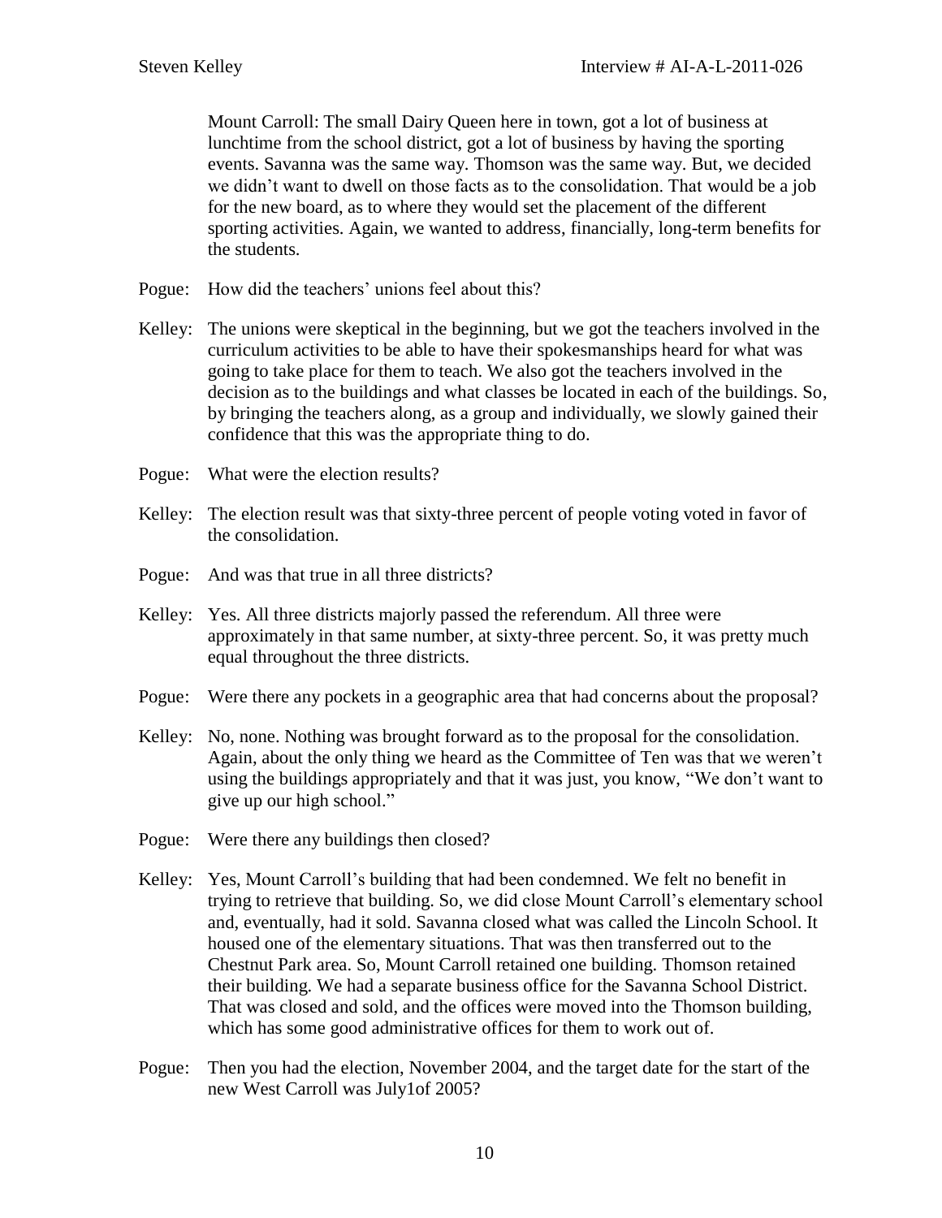Mount Carroll: The small Dairy Queen here in town, got a lot of business at lunchtime from the school district, got a lot of business by having the sporting events. Savanna was the same way. Thomson was the same way. But, we decided we didn't want to dwell on those facts as to the consolidation. That would be a job for the new board, as to where they would set the placement of the different sporting activities. Again, we wanted to address, financially, long-term benefits for the students.

Pogue: How did the teachers' unions feel about this?

Kelley: The unions were skeptical in the beginning, but we got the teachers involved in the curriculum activities to be able to have their spokesmanships heard for what was going to take place for them to teach. We also got the teachers involved in the decision as to the buildings and what classes be located in each of the buildings. So, by bringing the teachers along, as a group and individually, we slowly gained their confidence that this was the appropriate thing to do.

Pogue: What were the election results?

Kelley: The election result was that sixty-three percent of people voting voted in favor of the consolidation.

Pogue: And was that true in all three districts?

Kelley: Yes. All three districts majorly passed the referendum. All three were approximately in that same number, at sixty-three percent. So, it was pretty much equal throughout the three districts.

Pogue: Were there any pockets in a geographic area that had concerns about the proposal?

Kelley: No, none. Nothing was brought forward as to the proposal for the consolidation. Again, about the only thing we heard as the Committee of Ten was that we weren't using the buildings appropriately and that it was just, you know, "We don't want to give up our high school."

Pogue: Were there any buildings then closed?

Kelley: Yes, Mount Carroll's building that had been condemned. We felt no benefit in trying to retrieve that building. So, we did close Mount Carroll's elementary school and, eventually, had it sold. Savanna closed what was called the Lincoln School. It housed one of the elementary situations. That was then transferred out to the Chestnut Park area. So, Mount Carroll retained one building. Thomson retained their building. We had a separate business office for the Savanna School District. That was closed and sold, and the offices were moved into the Thomson building, which has some good administrative offices for them to work out of.

Pogue: Then you had the election, November 2004, and the target date for the start of the new West Carroll was July1of 2005?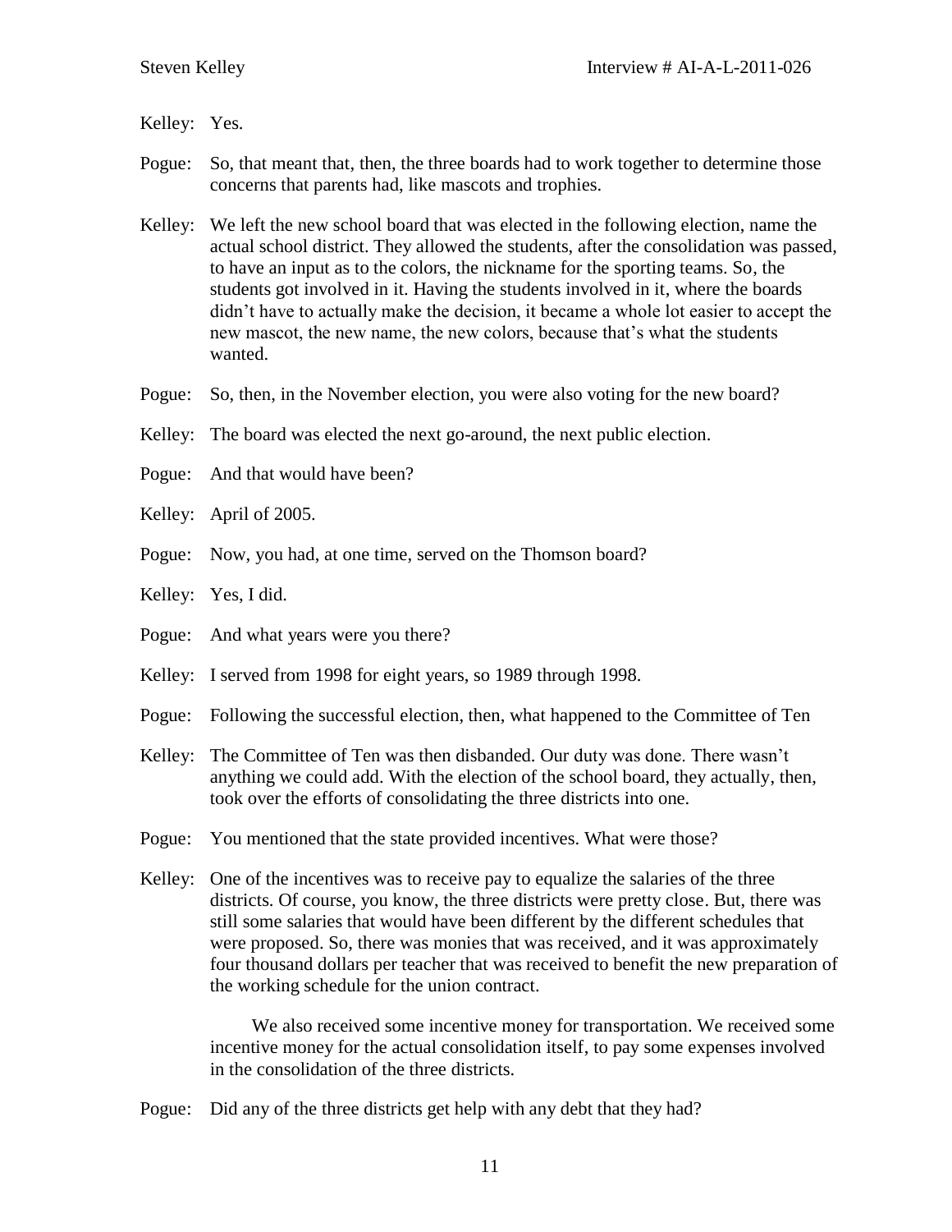Kelley: Yes.

Pogue: So, that meant that, then, the three boards had to work together to determine those concerns that parents had, like mascots and trophies.

Kelley: We left the new school board that was elected in the following election, name the actual school district. They allowed the students, after the consolidation was passed, to have an input as to the colors, the nickname for the sporting teams. So, the students got involved in it. Having the students involved in it, where the boards didn't have to actually make the decision, it became a whole lot easier to accept the new mascot, the new name, the new colors, because that's what the students wanted.

Pogue: So, then, in the November election, you were also voting for the new board?

Kelley: The board was elected the next go-around, the next public election.

Pogue: And that would have been?

Kelley: April of 2005.

Pogue: Now, you had, at one time, served on the Thomson board?

Kelley: Yes, I did.

Pogue: And what years were you there?

Kelley: I served from 1998 for eight years, so 1989 through 1998.

Pogue: Following the successful election, then, what happened to the Committee of Ten

Kelley: The Committee of Ten was then disbanded. Our duty was done. There wasn't anything we could add. With the election of the school board, they actually, then, took over the efforts of consolidating the three districts into one.

Pogue: You mentioned that the state provided incentives. What were those?

Kelley: One of the incentives was to receive pay to equalize the salaries of the three districts. Of course, you know, the three districts were pretty close. But, there was still some salaries that would have been different by the different schedules that were proposed. So, there was monies that was received, and it was approximately four thousand dollars per teacher that was received to benefit the new preparation of the working schedule for the union contract.

We also received some incentive money for transportation. We received some incentive money for the actual consolidation itself, to pay some expenses involved in the consolidation of the three districts.

Pogue: Did any of the three districts get help with any debt that they had?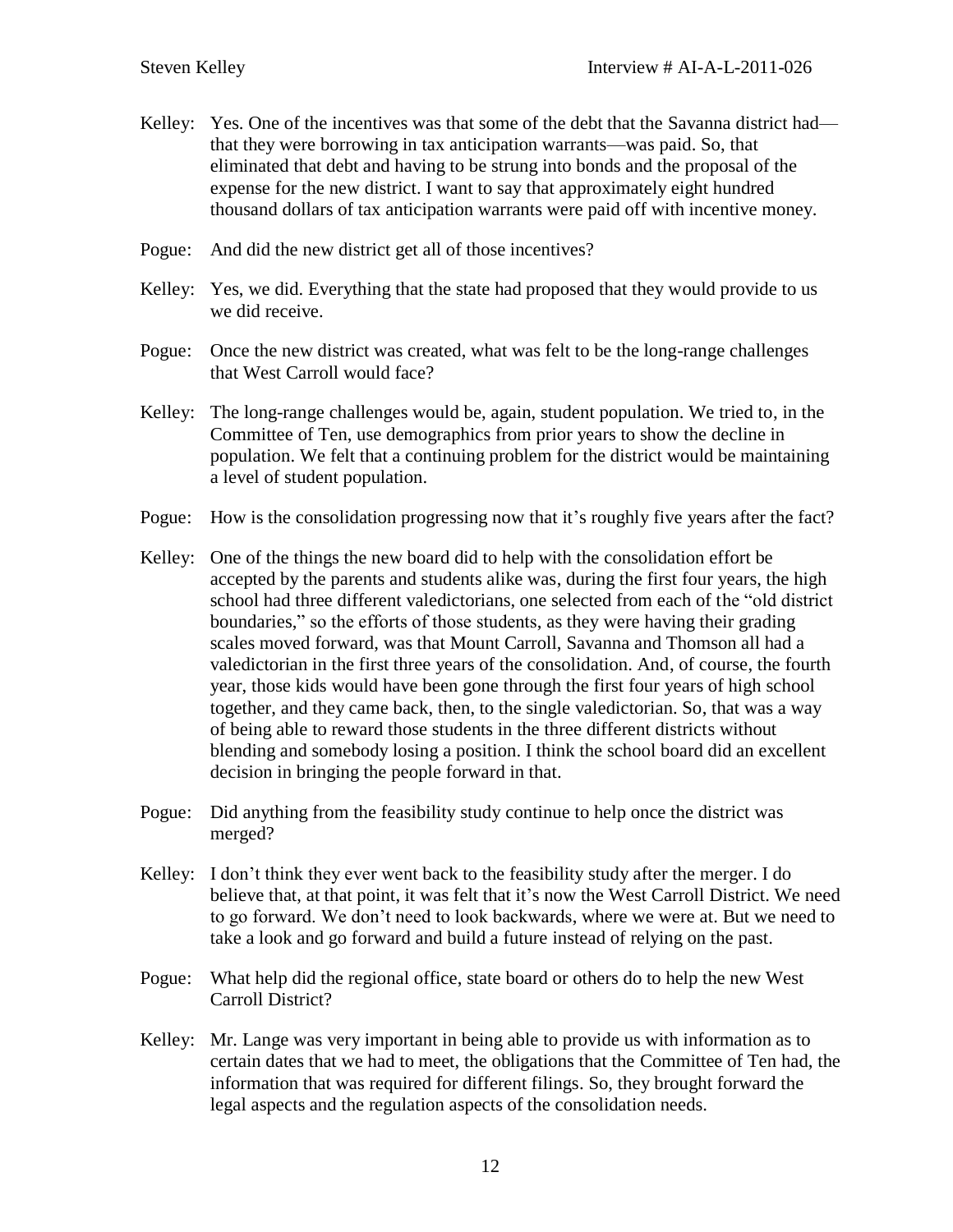Kelley: Yes. One of the incentives was that some of the debt that the Savanna district had—that they were borrowing in tax anticipation warrants—was paid. So, that eliminated that debt and having to be strung into bonds and the proposal of the expense for the new district. I want to say that approximately eight hundred thousand dollars of tax anticipation warrants were paid off with incentive money.

Pogue: And did the new district get all of those incentives?

Kelley: Yes, we did. Everything that the state had proposed that they would provide to us we did receive.

Pogue: Once the new district was created, what was felt to be the long-range challenges that West Carroll would face?

Kelley: The long-range challenges would be, again, student population. We tried to, in the Committee of Ten, use demographics from prior years to show the decline in population. We felt that a continuing problem for the district would be maintaining a level of student population.

Pogue: How is the consolidation progressing now that it's roughly five years after the fact?

Kelley: One of the things the new board did to help with the consolidation effort be accepted by the parents and students alike was, during the first four years, the high school had three different valedictorians, one selected from each of the "old district boundaries," so the efforts of those students, as they were having their grading scales moved forward, was that Mount Carroll, Savanna and Thomson all had a valedictorian in the first three years of the consolidation. And, of course, the fourth year, those kids would have been gone through the first four years of high school together, and they came back, then, to the single valedictorian. So, that was a way of being able to reward those students in the three different districts without blending and somebody losing a position. I think the school board did an excellent decision in bringing the people forward in that.

Pogue: Did anything from the feasibility study continue to help once the district was merged?

Kelley: I don't think they ever went back to the feasibility study after the merger. I do believe that, at that point, it was felt that it's now the West Carroll District. We need to go forward. We don't need to look backwards, where we were at. But we need to take a look and go forward and build a future instead of relying on the past.

Pogue: What help did the regional office, state board or others do to help the new West Carroll District?

Kelley: Mr. Lange was very important in being able to provide us with information as to certain dates that we had to meet, the obligations that the Committee of Ten had, the information that was required for different filings. So, they brought forward the legal aspects and the regulation aspects of the consolidation needs.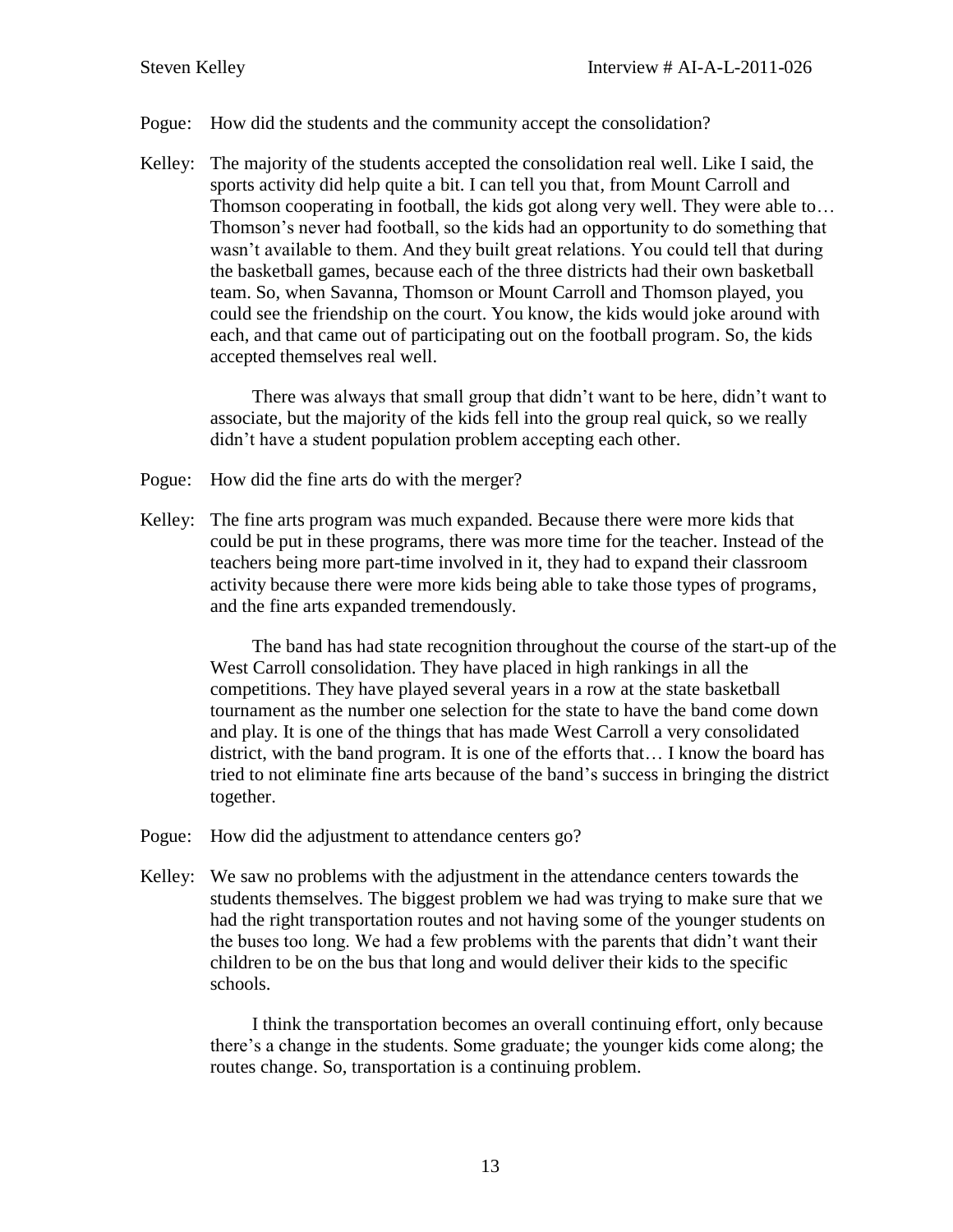Pogue: How did the students and the community accept the consolidation?

Kelley: The majority of the students accepted the consolidation real well. Like I said, the sports activity did help quite a bit. I can tell you that, from Mount Carroll and Thomson cooperating in football, the kids got along very well. They were able to… Thomson's never had football, so the kids had an opportunity to do something that wasn't available to them. And they built great relations. You could tell that during the basketball games, because each of the three districts had their own basketball team. So, when Savanna, Thomson or Mount Carroll and Thomson played, you could see the friendship on the court. You know, the kids would joke around with each, and that came out of participating out on the football program. So, the kids accepted themselves real well.

There was always that small group that didn't want to be here, didn't want to associate, but the majority of the kids fell into the group real quick, so we really didn't have a student population problem accepting each other.

Pogue: How did the fine arts do with the merger?

Kelley: The fine arts program was much expanded. Because there were more kids that could be put in these programs, there was more time for the teacher. Instead of the teachers being more part-time involved in it, they had to expand their classroom activity because there were more kids being able to take those types of programs, and the fine arts expanded tremendously.

The band has had state recognition throughout the course of the start-up of the West Carroll consolidation. They have placed in high rankings in all the competitions. They have played several years in a row at the state basketball tournament as the number one selection for the state to have the band come down and play. It is one of the things that has made West Carroll a very consolidated district, with the band program. It is one of the efforts that… I know the board has tried to not eliminate fine arts because of the band's success in bringing the district together.

Pogue: How did the adjustment to attendance centers go?

Kelley: We saw no problems with the adjustment in the attendance centers towards the students themselves. The biggest problem we had was trying to make sure that we had the right transportation routes and not having some of the younger students on the buses too long. We had a few problems with the parents that didn't want their children to be on the bus that long and would deliver their kids to the specific schools.

I think the transportation becomes an overall continuing effort, only because there's a change in the students. Some graduate; the younger kids come along; the routes change. So, transportation is a continuing problem.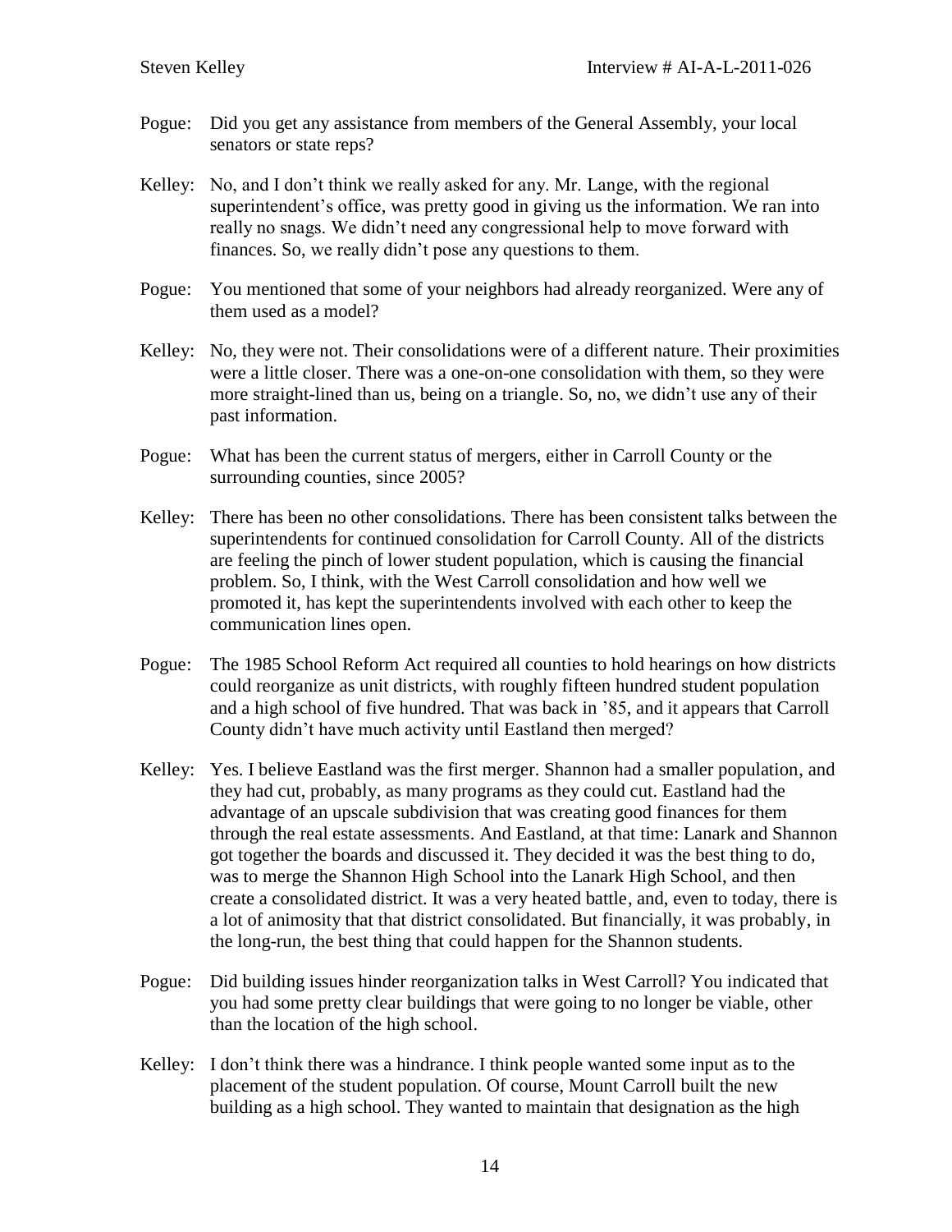Pogue: Did you get any assistance from members of the General Assembly, your local senators or state reps?

Kelley: No, and I don't think we really asked for any. Mr. Lange, with the regional superintendent's office, was pretty good in giving us the information. We ran into really no snags. We didn't need any congressional help to move forward with finances. So, we really didn't pose any questions to them.

Pogue: You mentioned that some of your neighbors had already reorganized. Were any of them used as a model?

Kelley: No, they were not. Their consolidations were of a different nature. Their proximities were a little closer. There was a one-on-one consolidation with them, so they were more straight-lined than us, being on a triangle. So, no, we didn't use any of their past information.

Pogue: What has been the current status of mergers, either in Carroll County or the surrounding counties, since 2005?

Kelley: There has been no other consolidations. There has been consistent talks between the superintendents for continued consolidation for Carroll County. All of the districts are feeling the pinch of lower student population, which is causing the financial problem. So, I think, with the West Carroll consolidation and how well we promoted it, has kept the superintendents involved with each other to keep the communication lines open.

Pogue: The 1985 School Reform Act required all counties to hold hearings on how districts could reorganize as unit districts, with roughly fifteen hundred student population and a high school of five hundred. That was back in '85, and it appears that Carroll County didn't have much activity until Eastland then merged?

Kelley: Yes. I believe Eastland was the first merger. Shannon had a smaller population, and they had cut, probably, as many programs as they could cut. Eastland had the advantage of an upscale subdivision that was creating good finances for them through the real estate assessments. And Eastland, at that time: Lanark and Shannon got together the boards and discussed it. They decided it was the best thing to do, was to merge the Shannon High School into the Lanark High School, and then create a consolidated district. It was a very heated battle, and, even to today, there is a lot of animosity that that district consolidated. But financially, it was probably, in the long-run, the best thing that could happen for the Shannon students.

Pogue: Did building issues hinder reorganization talks in West Carroll? You indicated that you had some pretty clear buildings that were going to no longer be viable, other than the location of the high school.

Kelley: I don't think there was a hindrance. I think people wanted some input as to the placement of the student population. Of course, Mount Carroll built the new building as a high school. They wanted to maintain that designation as the high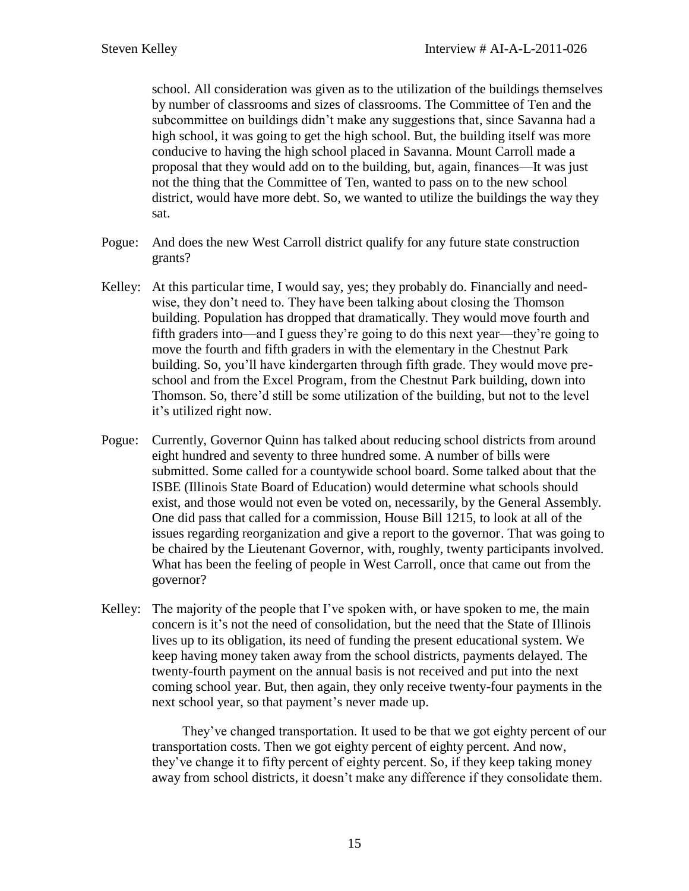school. All consideration was given as to the utilization of the buildings themselves by number of classrooms and sizes of classrooms. The Committee of Ten and the subcommittee on buildings didn't make any suggestions that, since Savanna had a high school, it was going to get the high school. But, the building itself was more conducive to having the high school placed in Savanna. Mount Carroll made a proposal that they would add on to the building, but, again, finances—It was just not the thing that the Committee of Ten, wanted to pass on to the new school district, would have more debt. So, we wanted to utilize the buildings the way they sat.

Pogue: And does the new West Carroll district qualify for any future state construction grants?

Kelley: At this particular time, I would say, yes; they probably do. Financially and need-wise, they don't need to. They have been talking about closing the Thomson building. Population has dropped that dramatically. They would move fourth and fifth graders into—and I guess they're going to do this next year—they're going to move the fourth and fifth graders in with the elementary in the Chestnut Park building. So, you'll have kindergarten through fifth grade. They would move pre-school and from the Excel Program, from the Chestnut Park building, down into Thomson. So, there'd still be some utilization of the building, but not to the level it's utilized right now.

Pogue: Currently, Governor Quinn has talked about reducing school districts from around eight hundred and seventy to three hundred some. A number of bills were submitted. Some called for a countywide school board. Some talked about that the ISBE (Illinois State Board of Education) would determine what schools should exist, and those would not even be voted on, necessarily, by the General Assembly. One did pass that called for a commission, House Bill 1215, to look at all of the issues regarding reorganization and give a report to the governor. That was going to be chaired by the Lieutenant Governor, with, roughly, twenty participants involved. What has been the feeling of people in West Carroll, once that came out from the governor?

Kelley: The majority of the people that I've spoken with, or have spoken to me, the main concern is it's not the need of consolidation, but the need that the State of Illinois lives up to its obligation, its need of funding the present educational system. We keep having money taken away from the school districts, payments delayed. The twenty-fourth payment on the annual basis is not received and put into the next coming school year. But, then again, they only receive twenty-four payments in the next school year, so that payment's never made up.

They've changed transportation. It used to be that we got eighty percent of our transportation costs. Then we got eighty percent of eighty percent. And now, they've change it to fifty percent of eighty percent. So, if they keep taking money away from school districts, it doesn't make any difference if they consolidate them.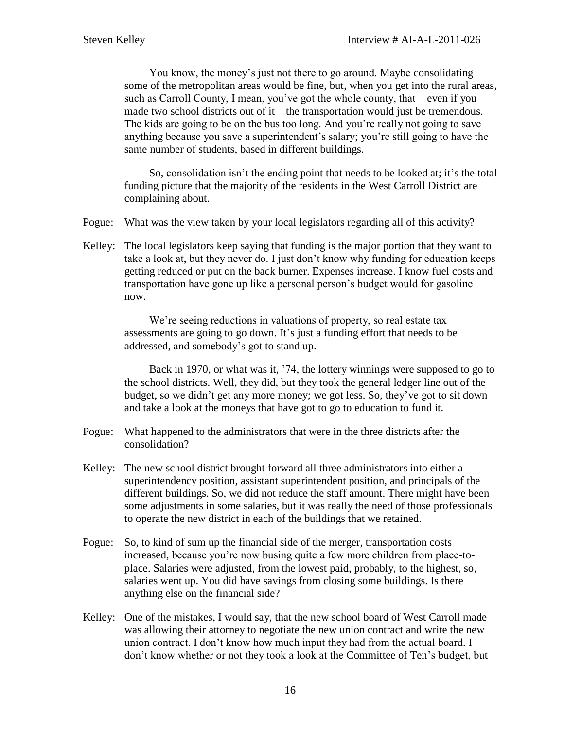You know, the money's just not there to go around. Maybe consolidating some of the metropolitan areas would be fine, but, when you get into the rural areas, such as Carroll County, I mean, you've got the whole county, that—even if you made two school districts out of it—the transportation would just be tremendous. The kids are going to be on the bus too long. And you're really not going to save anything because you save a superintendent's salary; you're still going to have the same number of students, based in different buildings.

So, consolidation isn't the ending point that needs to be looked at; it's the total funding picture that the majority of the residents in the West Carroll District are complaining about.

Pogue: What was the view taken by your local legislators regarding all of this activity?

Kelley: The local legislators keep saying that funding is the major portion that they want to take a look at, but they never do. I just don't know why funding for education keeps getting reduced or put on the back burner. Expenses increase. I know fuel costs and transportation have gone up like a personal person's budget would for gasoline now.

We're seeing reductions in valuations of property, so real estate tax assessments are going to go down. It's just a funding effort that needs to be addressed, and somebody's got to stand up.

Back in 1970, or what was it, '74, the lottery winnings were supposed to go to the school districts. Well, they did, but they took the general ledger line out of the budget, so we didn't get any more money; we got less. So, they've got to sit down and take a look at the moneys that have got to go to education to fund it.

Pogue: What happened to the administrators that were in the three districts after the consolidation?

Kelley: The new school district brought forward all three administrators into either a superintendency position, assistant superintendent position, and principals of the different buildings. So, we did not reduce the staff amount. There might have been some adjustments in some salaries, but it was really the need of those professionals to operate the new district in each of the buildings that we retained.

Pogue: So, to kind of sum up the financial side of the merger, transportation costs increased, because you're now busing quite a few more children from place-to-place. Salaries were adjusted, from the lowest paid, probably, to the highest, so, salaries went up. You did have savings from closing some buildings. Is there anything else on the financial side?

Kelley: One of the mistakes, I would say, that the new school board of West Carroll made was allowing their attorney to negotiate the new union contract and write the new union contract. I don't know how much input they had from the actual board. I don't know whether or not they took a look at the Committee of Ten's budget, but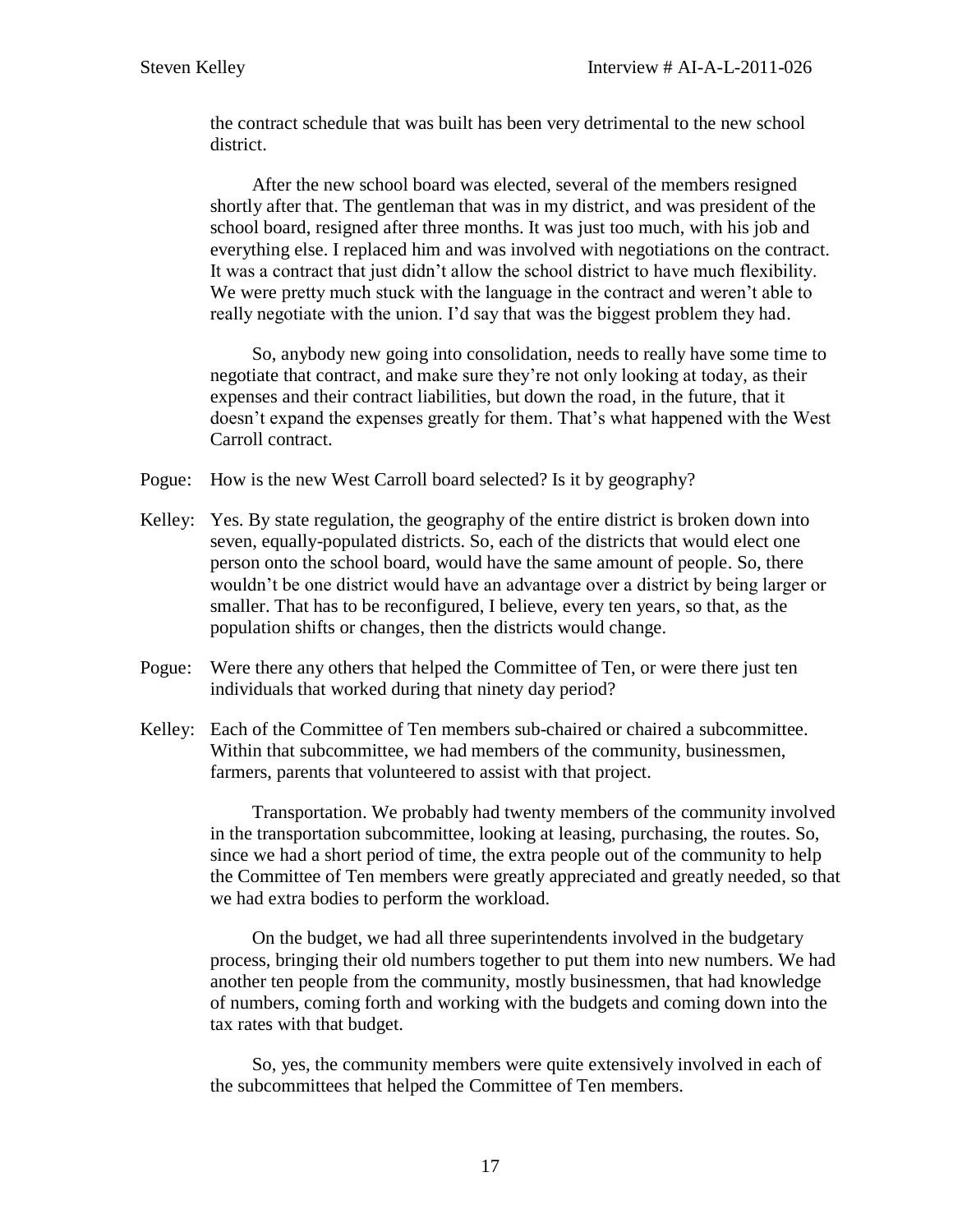the contract schedule that was built has been very detrimental to the new school district.

After the new school board was elected, several of the members resigned shortly after that. The gentleman that was in my district, and was president of the school board, resigned after three months. It was just too much, with his job and everything else. I replaced him and was involved with negotiations on the contract. It was a contract that just didn't allow the school district to have much flexibility. We were pretty much stuck with the language in the contract and weren't able to really negotiate with the union. I'd say that was the biggest problem they had.

So, anybody new going into consolidation, needs to really have some time to negotiate that contract, and make sure they're not only looking at today, as their expenses and their contract liabilities, but down the road, in the future, that it doesn't expand the expenses greatly for them. That's what happened with the West Carroll contract.

Pogue: How is the new West Carroll board selected? Is it by geography?

Kelley: Yes. By state regulation, the geography of the entire district is broken down into seven, equally-populated districts. So, each of the districts that would elect one person onto the school board, would have the same amount of people. So, there wouldn't be one district would have an advantage over a district by being larger or smaller. That has to be reconfigured, I believe, every ten years, so that, as the population shifts or changes, then the districts would change.

Pogue: Were there any others that helped the Committee of Ten, or were there just ten individuals that worked during that ninety day period?

Kelley: Each of the Committee of Ten members sub-chaired or chaired a subcommittee. Within that subcommittee, we had members of the community, businessmen, farmers, parents that volunteered to assist with that project.

Transportation. We probably had twenty members of the community involved in the transportation subcommittee, looking at leasing, purchasing, the routes. So, since we had a short period of time, the extra people out of the community to help the Committee of Ten members were greatly appreciated and greatly needed, so that we had extra bodies to perform the workload.

On the budget, we had all three superintendents involved in the budgetary process, bringing their old numbers together to put them into new numbers. We had another ten people from the community, mostly businessmen, that had knowledge of numbers, coming forth and working with the budgets and coming down into the tax rates with that budget.

So, yes, the community members were quite extensively involved in each of the subcommittees that helped the Committee of Ten members.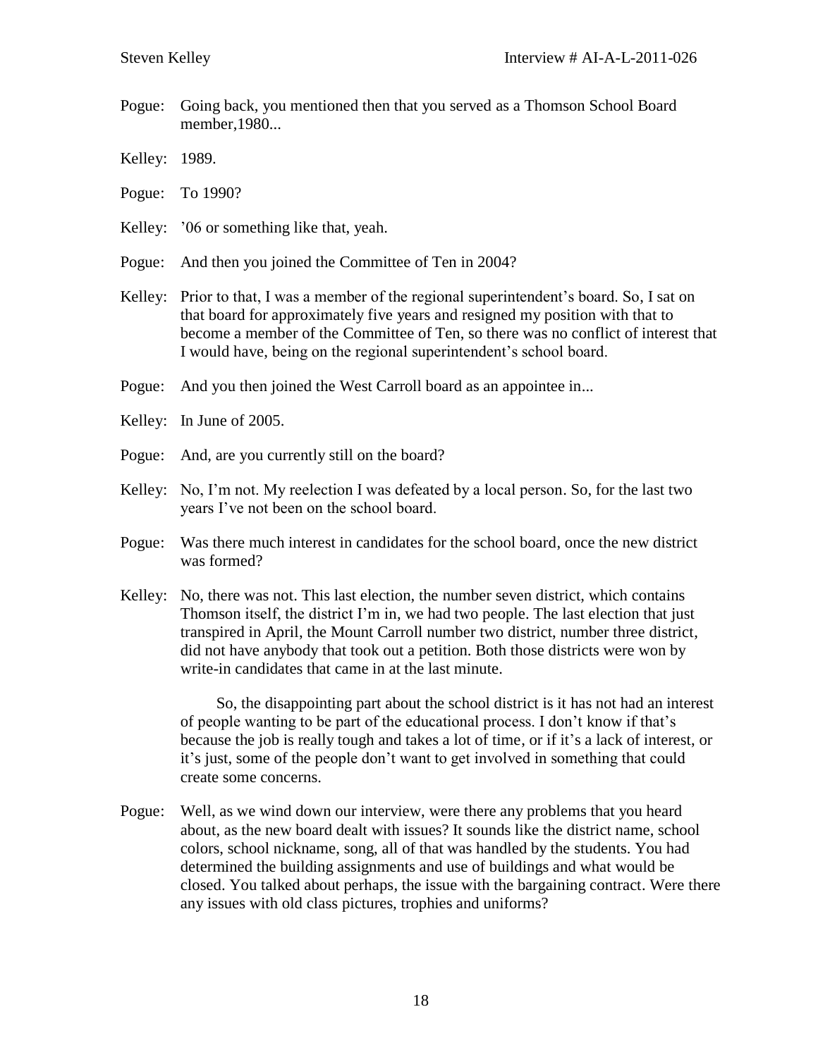Pogue: Going back, you mentioned then that you served as a Thomson School Board member,1980...

Kelley: 1989.

Pogue: To 1990?

Kelley: '06 or something like that, yeah.

Pogue: And then you joined the Committee of Ten in 2004?

Kelley: Prior to that, I was a member of the regional superintendent's board. So, I sat on that board for approximately five years and resigned my position with that to become a member of the Committee of Ten, so there was no conflict of interest that I would have, being on the regional superintendent's school board.

Pogue: And you then joined the West Carroll board as an appointee in...

Kelley: In June of 2005.

Pogue: And, are you currently still on the board?

Kelley: No, I'm not. My reelection I was defeated by a local person. So, for the last two years I've not been on the school board.

Pogue: Was there much interest in candidates for the school board, once the new district was formed?

Kelley: No, there was not. This last election, the number seven district, which contains Thomson itself, the district I'm in, we had two people. The last election that just transpired in April, the Mount Carroll number two district, number three district, did not have anybody that took out a petition. Both those districts were won by write-in candidates that came in at the last minute.

So, the disappointing part about the school district is it has not had an interest of people wanting to be part of the educational process. I don't know if that's because the job is really tough and takes a lot of time, or if it's a lack of interest, or it's just, some of the people don't want to get involved in something that could create some concerns.

Pogue: Well, as we wind down our interview, were there any problems that you heard about, as the new board dealt with issues? It sounds like the district name, school colors, school nickname, song, all of that was handled by the students. You had determined the building assignments and use of buildings and what would be closed. You talked about perhaps, the issue with the bargaining contract. Were there any issues with old class pictures, trophies and uniforms?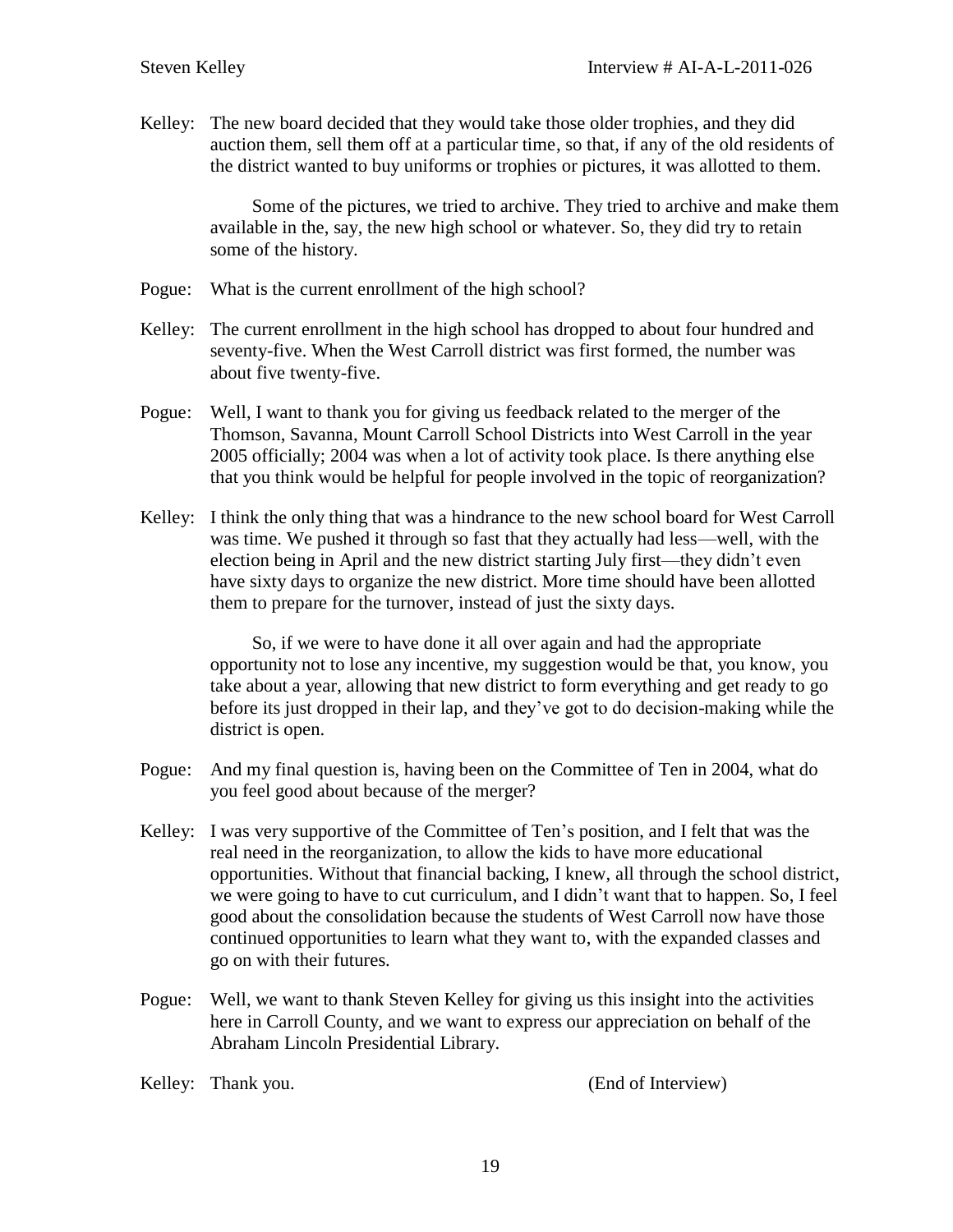Kelley: The new board decided that they would take those older trophies, and they did auction them, sell them off at a particular time, so that, if any of the old residents of the district wanted to buy uniforms or trophies or pictures, it was allotted to them.

Some of the pictures, we tried to archive. They tried to archive and make them available in the, say, the new high school or whatever. So, they did try to retain some of the history.

Pogue: What is the current enrollment of the high school?

Kelley: The current enrollment in the high school has dropped to about four hundred and seventy-five. When the West Carroll district was first formed, the number was about five twenty-five.

Pogue: Well, I want to thank you for giving us feedback related to the merger of the Thomson, Savanna, Mount Carroll School Districts into West Carroll in the year 2005 officially; 2004 was when a lot of activity took place. Is there anything else that you think would be helpful for people involved in the topic of reorganization?

Kelley: I think the only thing that was a hindrance to the new school board for West Carroll was time. We pushed it through so fast that they actually had less—well, with the election being in April and the new district starting July first—they didn't even have sixty days to organize the new district. More time should have been allotted them to prepare for the turnover, instead of just the sixty days.

So, if we were to have done it all over again and had the appropriate opportunity not to lose any incentive, my suggestion would be that, you know, you take about a year, allowing that new district to form everything and get ready to go before its just dropped in their lap, and they've got to do decision-making while the district is open.

Pogue: And my final question is, having been on the Committee of Ten in 2004, what do you feel good about because of the merger?

Kelley: I was very supportive of the Committee of Ten's position, and I felt that was the real need in the reorganization, to allow the kids to have more educational opportunities. Without that financial backing, I knew, all through the school district, we were going to have to cut curriculum, and I didn't want that to happen. So, I feel good about the consolidation because the students of West Carroll now have those continued opportunities to learn what they want to, with the expanded classes and go on with their futures.

Pogue: Well, we want to thank Steven Kelley for giving us this insight into the activities here in Carroll County, and we want to express our appreciation on behalf of the Abraham Lincoln Presidential Library.

Kelley: Thank you. (End of Interview)